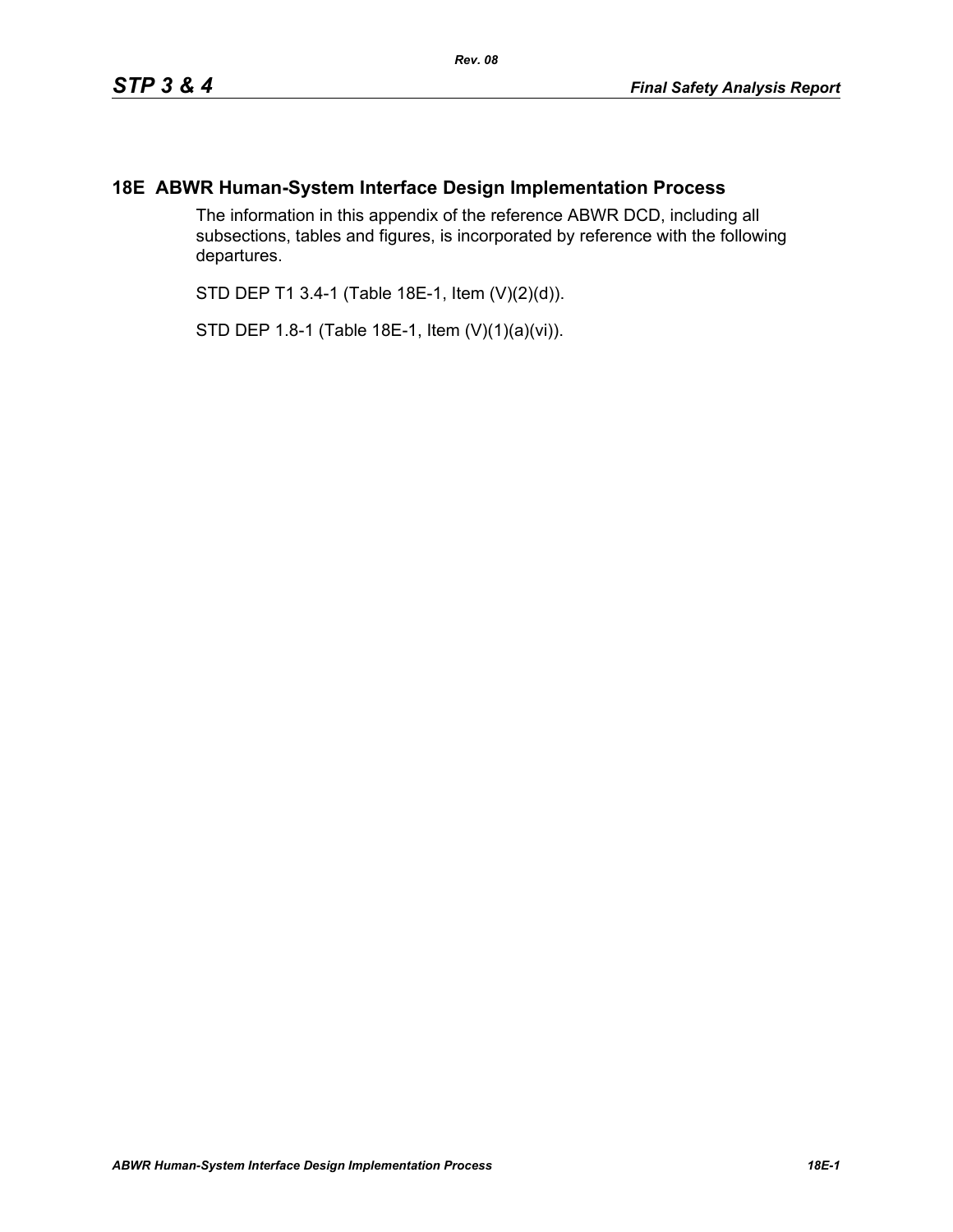# 18E ABWR Human-System Interface Design Implementation Process

The information in this appendix of the reference ABWR DCD, including all subsections, tables and figures, is incorporated by reference with the following departures.

STD DEP T1 3.4-1 (Table 18E-1, Item (V)(2)(d)).

STD DEP 1.8-1 (Table 18E-1, Item (V)(1)(a)(vi)).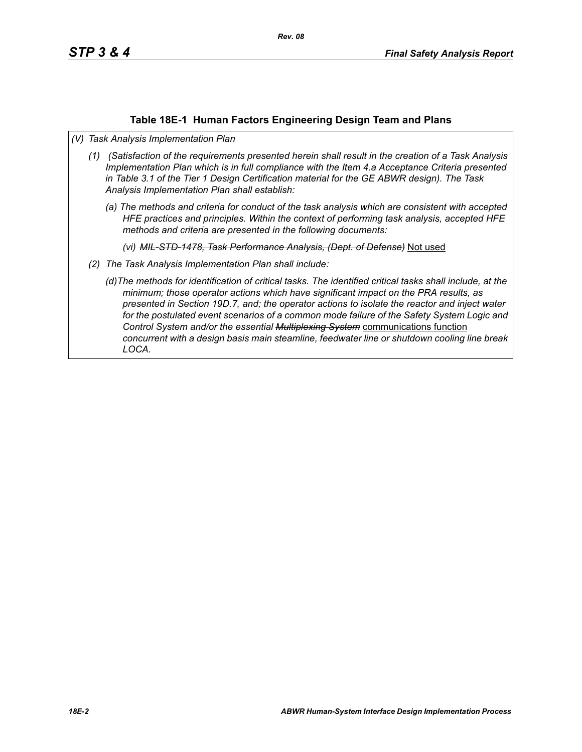### Table 18E-1 Human Factors Engineering Design Team and Plans

*(V) Task Analysis Implementation Plan*

*(1) (Satisfaction of the requirements presented herein shall result in the creation of a Task Analysis Implementation Plan which is in full compliance with the Item 4.a Acceptance Criteria presented in Table 3.1 of the Tier 1 Design Certification material for the GE ABWR design). The Task Analysis Implementation Plan shall establish:*

*(a) The methods and criteria for conduct of the task analysis which are consistent with accepted HFE practices and principles. Within the context of performing task analysis, accepted HFE methods and criteria are presented in the following documents:*

*(vi) ~~MIL-STD-1478, Task Performance Analysis, (Dept. of Defense)~~* <u>Not used</u>

*(2) The Task Analysis Implementation Plan shall include:*

*(d) The methods for identification of critical tasks. The identified critical tasks shall include, at the minimum; those operator actions which have significant impact on the PRA results, as presented in Section 19D.7, and; the operator actions to isolate the reactor and inject water for the postulated event scenarios of a common mode failure of the Safety System Logic and Control System and/or the essential ~~Multiplexing System~~* <u>communications function</u> *concurrent with a design basis main steamline, feedwater line or shutdown cooling line break LOCA.*